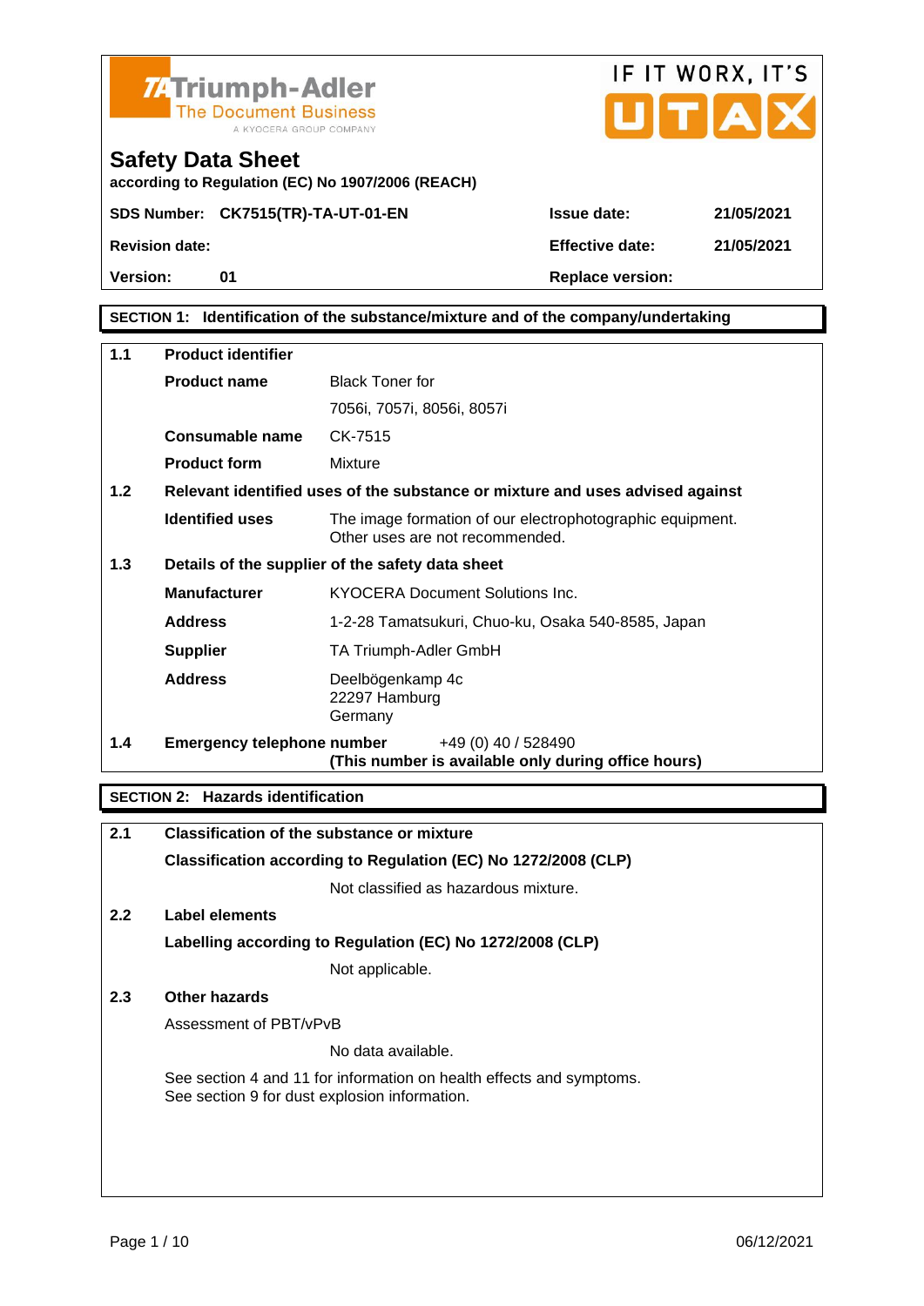Triumph-Adler
The Document Business
A KYOCERA GROUP COMPANY

IF IT WORX, IT'S UTAX

# Safety Data Sheet

**according to Regulation (EC) No 1907/2006 (REACH)**

| | | | |
|---|---|---|---|
| **SDS Number:** | **CK7515(TR)-TA-UT-01-EN** | **Issue date:** | **21/05/2021** |
| **Revision date:** | | **Effective date:** | **21/05/2021** |
| **Version:** | **01** | **Replace version:** | |

## SECTION 1: Identification of the substance/mixture and of the company/undertaking

**1.1 Product identifier**

| | |
|---|---|
| **Product name** | Black Toner for 7056i, 7057i, 8056i, 8057i |
| **Consumable name** | CK-7515 |
| **Product form** | Mixture |

**1.2 Relevant identified uses of the substance or mixture and uses advised against**

| | |
|---|---|
| **Identified uses** | The image formation of our electrophotographic equipment. Other uses are not recommended. |

**1.3 Details of the supplier of the safety data sheet**

| | |
|---|---|
| **Manufacturer** | KYOCERA Document Solutions Inc. |
| **Address** | 1-2-28 Tamatsukuri, Chuo-ku, Osaka 540-8585, Japan |
| **Supplier** | TA Triumph-Adler GmbH |
| **Address** | Deelbögenkamp 4c<br>22297 Hamburg<br>Germany |

**1.4 Emergency telephone number** +49 (0) 40 / 528490
**(This number is available only during office hours)**

## SECTION 2: Hazards identification

**2.1 Classification of the substance or mixture**

**Classification according to Regulation (EC) No 1272/2008 (CLP)**

Not classified as hazardous mixture.

**2.2 Label elements**

**Labelling according to Regulation (EC) No 1272/2008 (CLP)**

Not applicable.

**2.3 Other hazards**

Assessment of PBT/vPvB

No data available.

See section 4 and 11 for information on health effects and symptoms.
See section 9 for dust explosion information.

06/12/2021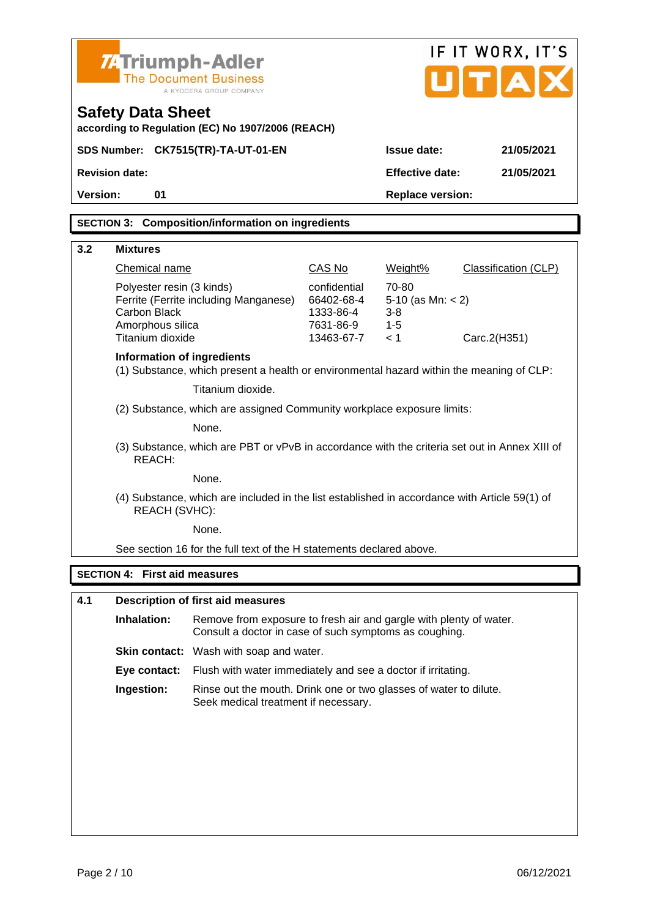## SECTION 3: Composition/information on ingredients

### 3.2 Mixtures

| Chemical name | CAS No | Weight% | Classification (CLP) |
|---|---|---|---|
| Polyester resin (3 kinds) | confidential | 70-80 | |
| Ferrite (Ferrite including Manganese) | 66402-68-4 | 5-10 (as Mn: < 2) | |
| Carbon Black | 1333-86-4 | 3-8 | |
| Amorphous silica | 7631-86-9 | 1-5 | |
| Titanium dioxide | 13463-67-7 | < 1 | Carc.2(H351) |

**Information of ingredients**

(1) Substance, which present a health or environmental hazard within the meaning of CLP:

Titanium dioxide.

(2) Substance, which are assigned Community workplace exposure limits:

None.

(3) Substance, which are PBT or vPvB in accordance with the criteria set out in Annex XIII of REACH:

None.

(4) Substance, which are included in the list established in accordance with Article 59(1) of REACH (SVHC):

None.

See section 16 for the full text of the H statements declared above.

## SECTION 4: First aid measures

### 4.1 Description of first aid measures

**Inhalation:** Remove from exposure to fresh air and gargle with plenty of water. Consult a doctor in case of such symptoms as coughing.

**Skin contact:** Wash with soap and water.

**Eye contact:** Flush with water immediately and see a doctor if irritating.

**Ingestion:** Rinse out the mouth. Drink one or two glasses of water to dilute. Seek medical treatment if necessary.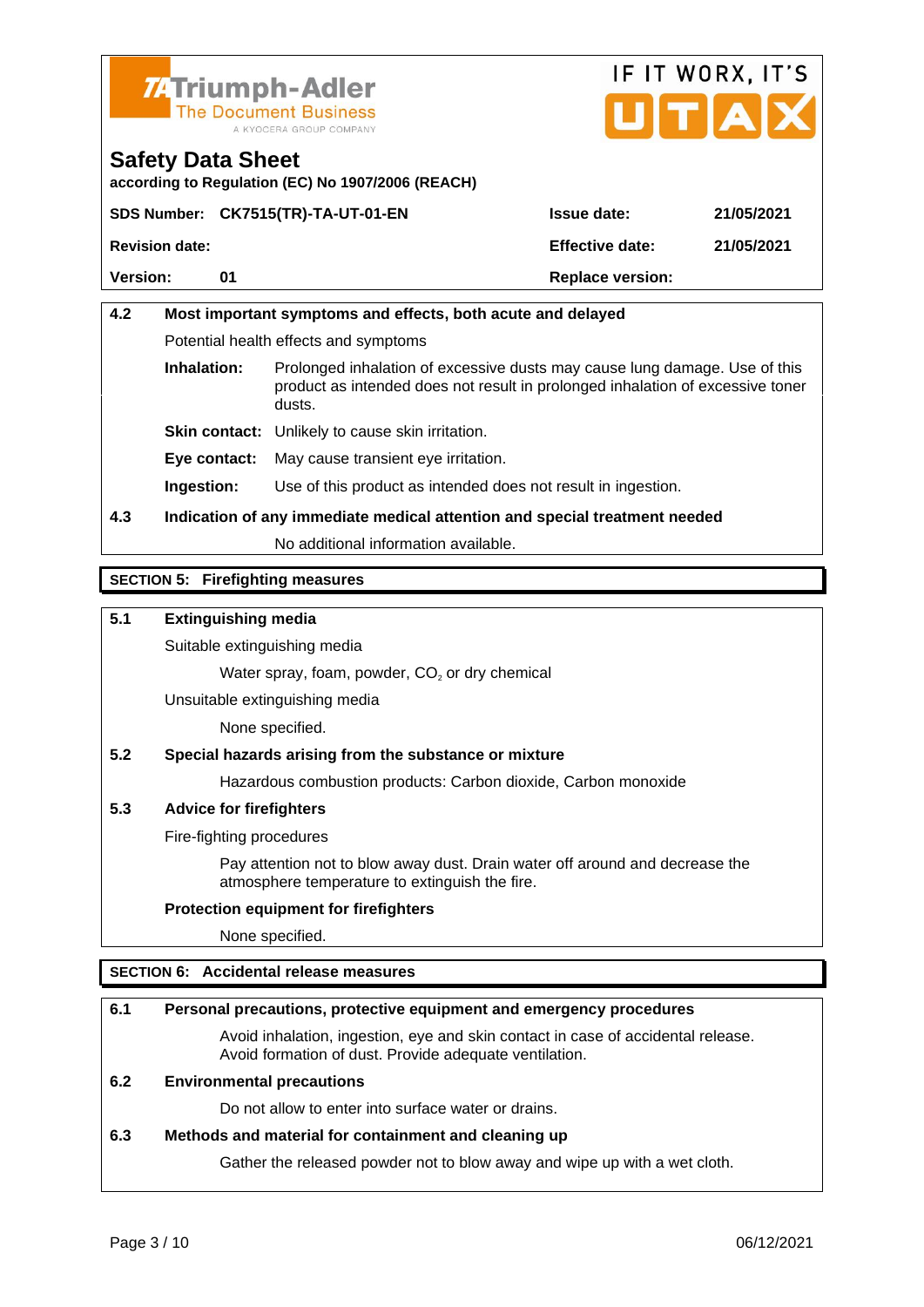| 4.2 | **Most important symptoms and effects, both acute and delayed** |
|---|---|

Potential health effects and symptoms

**Inhalation:** Prolonged inhalation of excessive dusts may cause lung damage. Use of this product as intended does not result in prolonged inhalation of excessive toner dusts.

**Skin contact:** Unlikely to cause skin irritation.

**Eye contact:** May cause transient eye irritation.

**Ingestion:** Use of this product as intended does not result in ingestion.

### 4.3 Indication of any immediate medical attention and special treatment needed

No additional information available.

## SECTION 5: Firefighting measures

### 5.1 Extinguishing media

Suitable extinguishing media

Water spray, foam, powder, $CO_2$ or dry chemical

Unsuitable extinguishing media

None specified.

### 5.2 Special hazards arising from the substance or mixture

Hazardous combustion products: Carbon dioxide, Carbon monoxide

### 5.3 Advice for firefighters

Fire-fighting procedures

Pay attention not to blow away dust. Drain water off around and decrease the atmosphere temperature to extinguish the fire.

**Protection equipment for firefighters**

None specified.

## SECTION 6: Accidental release measures

### 6.1 Personal precautions, protective equipment and emergency procedures

Avoid inhalation, ingestion, eye and skin contact in case of accidental release. Avoid formation of dust. Provide adequate ventilation.

### 6.2 Environmental precautions

Do not allow to enter into surface water or drains.

### 6.3 Methods and material for containment and cleaning up

Gather the released powder not to blow away and wipe up with a wet cloth.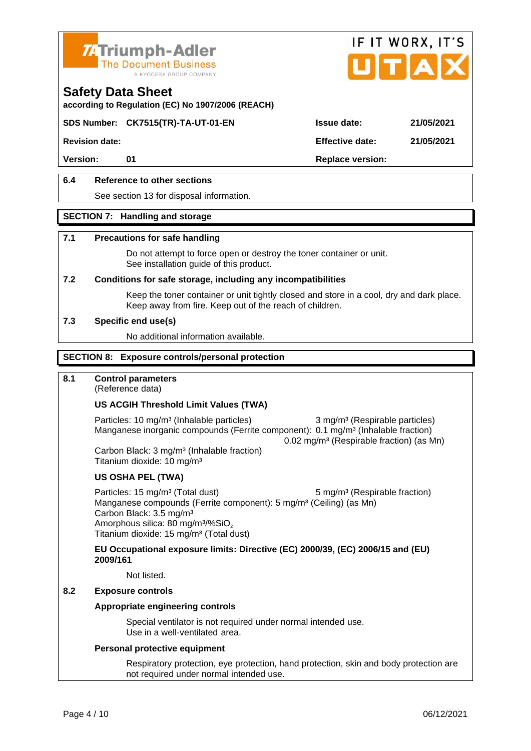Triumph-Adler
The Document Business
A KYOCERA GROUP COMPANY

IF IT WORX, IT'S UTAX

# Safety Data Sheet

**according to Regulation (EC) No 1907/2006 (REACH)**

| | | | |
|---|---|---|---|
| **SDS Number:** | **CK7515(TR)-TA-UT-01-EN** | **Issue date:** | **21/05/2021** |
| **Revision date:** | | **Effective date:** | **21/05/2021** |
| **Version:** | **01** | **Replace version:** | |

### 6.4 Reference to other sections

See section 13 for disposal information.

## SECTION 7: Handling and storage

### 7.1 Precautions for safe handling

Do not attempt to force open or destroy the toner container or unit.
See installation guide of this product.

### 7.2 Conditions for safe storage, including any incompatibilities

Keep the toner container or unit tightly closed and store in a cool, dry and dark place.
Keep away from fire. Keep out of the reach of children.

### 7.3 Specific end use(s)

No additional information available.

## SECTION 8: Exposure controls/personal protection

### 8.1 Control parameters

(Reference data)

**US ACGIH Threshold Limit Values (TWA)**

Particles: 10 mg/m³ (Inhalable particles) 3 mg/m³ (Respirable particles)
Manganese inorganic compounds (Ferrite component): 0.1 mg/m³ (Inhalable fraction)
0.02 mg/m³ (Respirable fraction) (as Mn)
Carbon Black: 3 mg/m³ (Inhalable fraction)
Titanium dioxide: 10 mg/m³

**US OSHA PEL (TWA)**

Particles: 15 mg/m³ (Total dust) 5 mg/m³ (Respirable fraction)
Manganese compounds (Ferrite component): 5 mg/m³ (Ceiling) (as Mn)
Carbon Black: 3.5 mg/m³
Amorphous silica: 80 mg/m³/%$SiO_2$
Titanium dioxide: 15 mg/m³ (Total dust)

**EU Occupational exposure limits: Directive (EC) 2000/39, (EC) 2006/15 and (EU) 2009/161**

Not listed.

### 8.2 Exposure controls

**Appropriate engineering controls**

Special ventilator is not required under normal intended use.
Use in a well-ventilated area.

**Personal protective equipment**

Respiratory protection, eye protection, hand protection, skin and body protection are not required under normal intended use.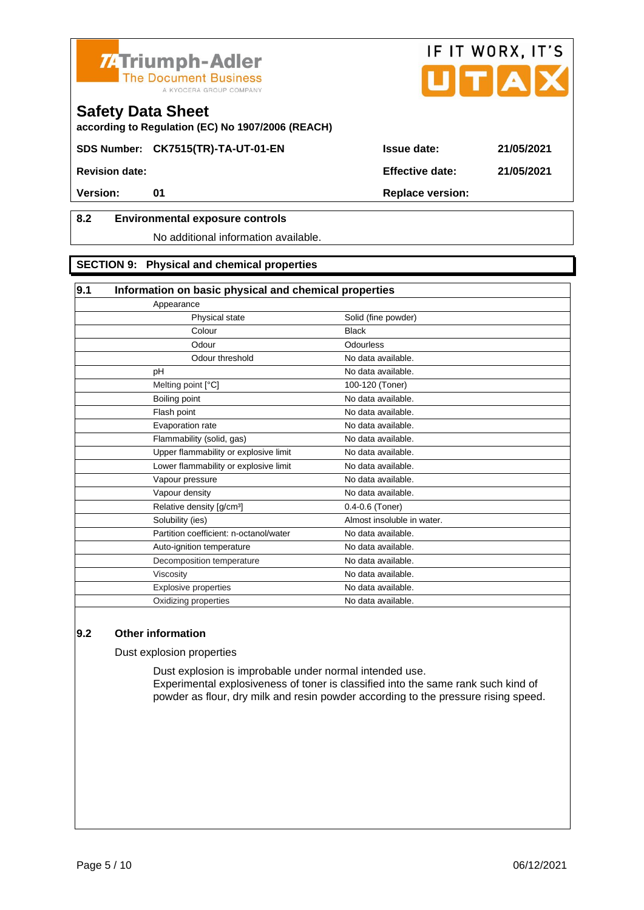### 8.2 Environmental exposure controls

No additional information available.

## SECTION 9: Physical and chemical properties

### 9.1 Information on basic physical and chemical properties

| Property | Value |
|---|---|
| Appearance | |
| Physical state | Solid (fine powder) |
| Colour | Black |
| Odour | Odourless |
| Odour threshold | No data available. |
| pH | No data available. |
| Melting point [°C] | 100-120 (Toner) |
| Boiling point | No data available. |
| Flash point | No data available. |
| Evaporation rate | No data available. |
| Flammability (solid, gas) | No data available. |
| Upper flammability or explosive limit | No data available. |
| Lower flammability or explosive limit | No data available. |
| Vapour pressure | No data available. |
| Vapour density | No data available. |
| Relative density [g/cm³] | 0.4-0.6 (Toner) |
| Solubility (ies) | Almost insoluble in water. |
| Partition coefficient: n-octanol/water | No data available. |
| Auto-ignition temperature | No data available. |
| Decomposition temperature | No data available. |
| Viscosity | No data available. |
| Explosive properties | No data available. |
| Oxidizing properties | No data available. |

### 9.2 Other information

Dust explosion properties

Dust explosion is improbable under normal intended use.
Experimental explosiveness of toner is classified into the same rank such kind of powder as flour, dry milk and resin powder according to the pressure rising speed.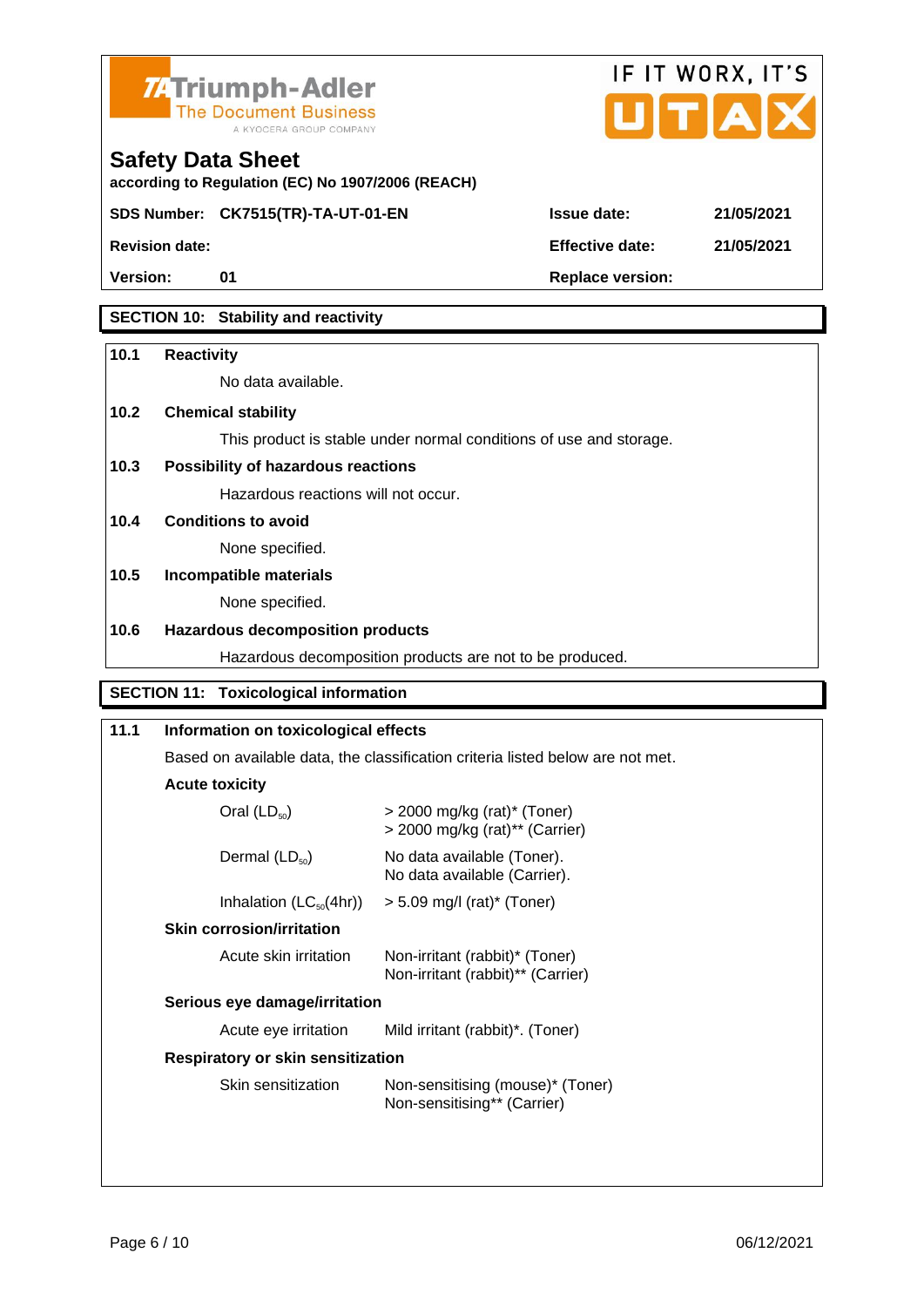# Safety Data Sheet

according to Regulation (EC) No 1907/2006 (REACH)

| | | | |
|---|---|---|---|
| **SDS Number:** | **CK7515(TR)-TA-UT-01-EN** | **Issue date:** | **21/05/2021** |
| **Revision date:** | | **Effective date:** | **21/05/2021** |
| **Version:** | **01** | **Replace version:** | |

## SECTION 10: Stability and reactivity

**10.1 Reactivity**

No data available.

**10.2 Chemical stability**

This product is stable under normal conditions of use and storage.

**10.3 Possibility of hazardous reactions**

Hazardous reactions will not occur.

**10.4 Conditions to avoid**

None specified.

**10.5 Incompatible materials**

None specified.

**10.6 Hazardous decomposition products**

Hazardous decomposition products are not to be produced.

## SECTION 11: Toxicological information

**11.1 Information on toxicological effects**

Based on available data, the classification criteria listed below are not met.

**Acute toxicity**

| | |
|---|---|
| Oral ($LD_{50}$) | > 2000 mg/kg (rat)* (Toner)<br>> 2000 mg/kg (rat)** (Carrier) |
| Dermal ($LD_{50}$) | No data available (Toner).<br>No data available (Carrier). |
| Inhalation ($LC_{50}$(4hr)) | > 5.09 mg/l (rat)* (Toner) |

**Skin corrosion/irritation**

| | |
|---|---|
| Acute skin irritation | Non-irritant (rabbit)* (Toner)<br>Non-irritant (rabbit)** (Carrier) |

**Serious eye damage/irritation**

| | |
|---|---|
| Acute eye irritation | Mild irritant (rabbit)*. (Toner) |

**Respiratory or skin sensitization**

| | |
|---|---|
| Skin sensitization | Non-sensitising (mouse)* (Toner)<br>Non-sensitising** (Carrier) |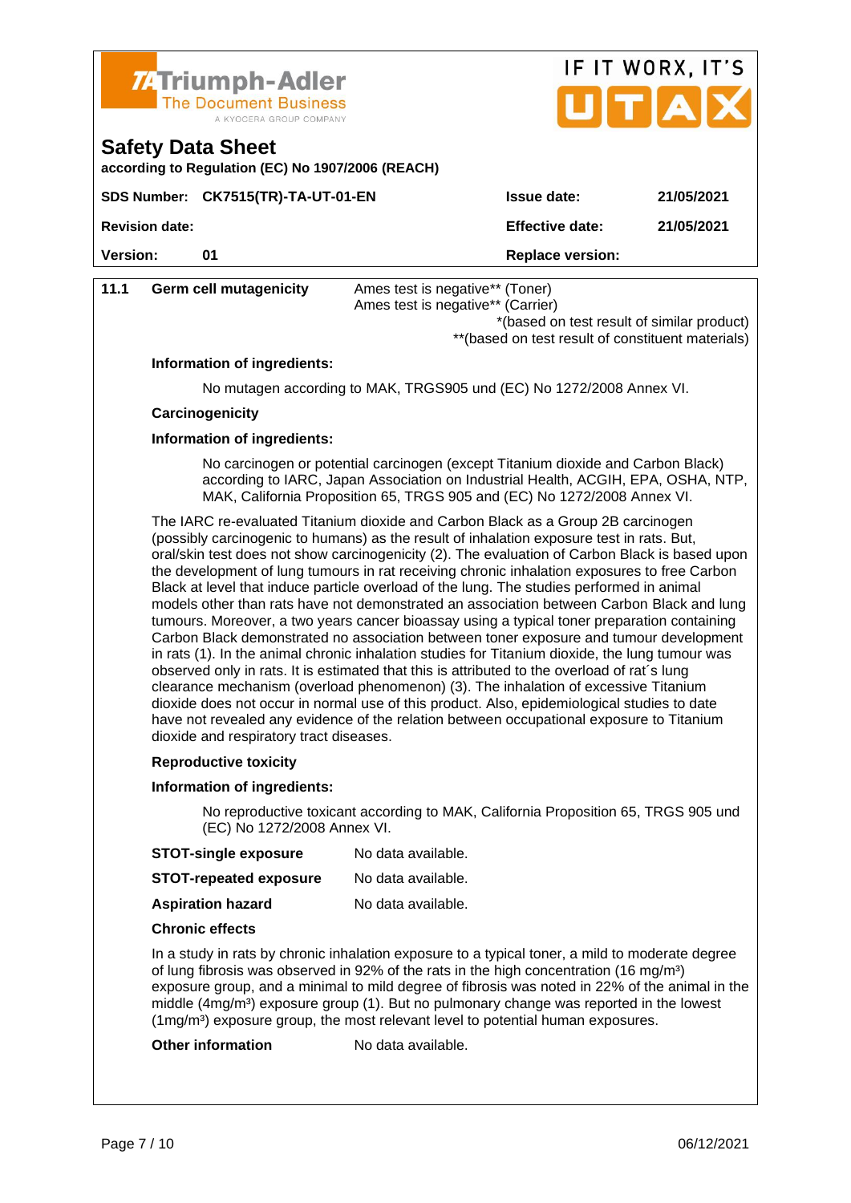**11.1 Germ cell mutagenicity**

Ames test is negative** (Toner)
Ames test is negative** (Carrier)

*(based on test result of similar product)
**(based on test result of constituent materials)

**Information of ingredients:**

No mutagen according to MAK, TRGS905 und (EC) No 1272/2008 Annex VI.

**Carcinogenicity**

**Information of ingredients:**

No carcinogen or potential carcinogen (except Titanium dioxide and Carbon Black) according to IARC, Japan Association on Industrial Health, ACGIH, EPA, OSHA, NTP, MAK, California Proposition 65, TRGS 905 and (EC) No 1272/2008 Annex VI.

The IARC re-evaluated Titanium dioxide and Carbon Black as a Group 2B carcinogen (possibly carcinogenic to humans) as the result of inhalation exposure test in rats. But, oral/skin test does not show carcinogenicity (2). The evaluation of Carbon Black is based upon the development of lung tumours in rat receiving chronic inhalation exposures to free Carbon Black at level that induce particle overload of the lung. The studies performed in animal models other than rats have not demonstrated an association between Carbon Black and lung tumours. Moreover, a two years cancer bioassay using a typical toner preparation containing Carbon Black demonstrated no association between toner exposure and tumour development in rats (1). In the animal chronic inhalation studies for Titanium dioxide, the lung tumour was observed only in rats. It is estimated that this is attributed to the overload of rat´s lung clearance mechanism (overload phenomenon) (3). The inhalation of excessive Titanium dioxide does not occur in normal use of this product. Also, epidemiological studies to date have not revealed any evidence of the relation between occupational exposure to Titanium dioxide and respiratory tract diseases.

**Reproductive toxicity**

**Information of ingredients:**

No reproductive toxicant according to MAK, California Proposition 65, TRGS 905 und (EC) No 1272/2008 Annex VI.

**STOT-single exposure** No data available.

**STOT-repeated exposure** No data available.

**Aspiration hazard** No data available.

**Chronic effects**

In a study in rats by chronic inhalation exposure to a typical toner, a mild to moderate degree of lung fibrosis was observed in 92% of the rats in the high concentration (16 mg/m³) exposure group, and a minimal to mild degree of fibrosis was noted in 22% of the animal in the middle (4mg/m³) exposure group (1). But no pulmonary change was reported in the lowest (1mg/m³) exposure group, the most relevant level to potential human exposures.

**Other information** No data available.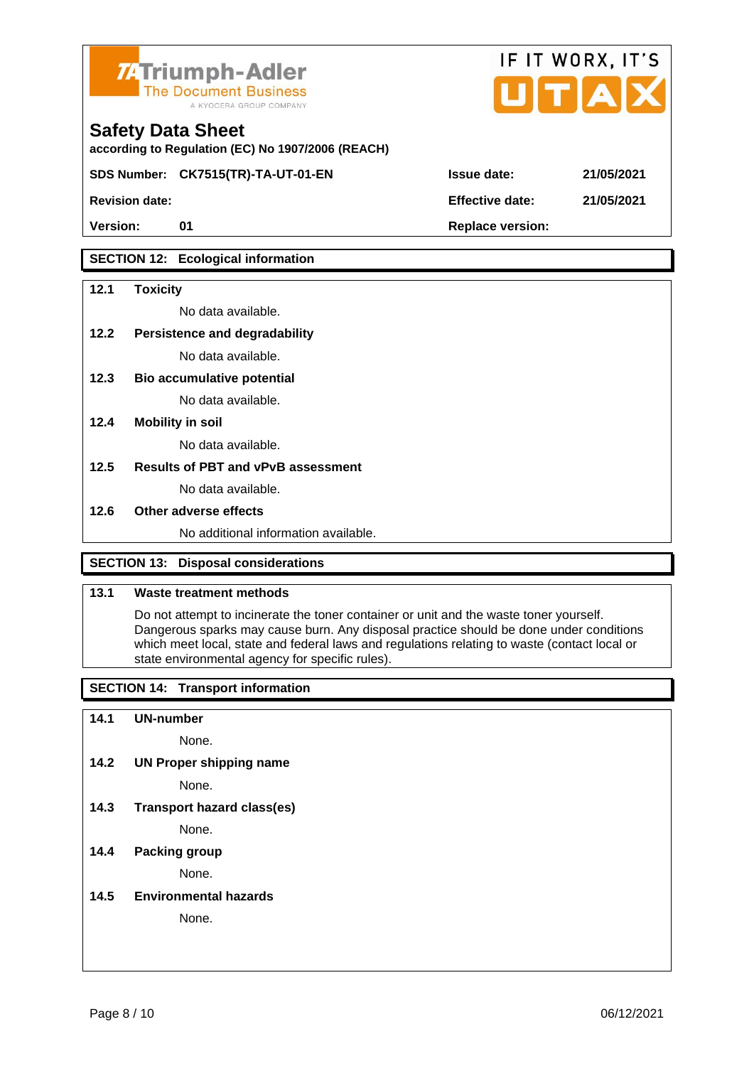## SECTION 12: Ecological information

### 12.1 Toxicity

No data available.

### 12.2 Persistence and degradability

No data available.

### 12.3 Bio accumulative potential

No data available.

### 12.4 Mobility in soil

No data available.

### 12.5 Results of PBT and vPvB assessment

No data available.

### 12.6 Other adverse effects

No additional information available.

## SECTION 13: Disposal considerations

### 13.1 Waste treatment methods

Do not attempt to incinerate the toner container or unit and the waste toner yourself. Dangerous sparks may cause burn. Any disposal practice should be done under conditions which meet local, state and federal laws and regulations relating to waste (contact local or state environmental agency for specific rules).

## SECTION 14: Transport information

### 14.1 UN-number

None.

### 14.2 UN Proper shipping name

None.

### 14.3 Transport hazard class(es)

None.

### 14.4 Packing group

None.

### 14.5 Environmental hazards

None.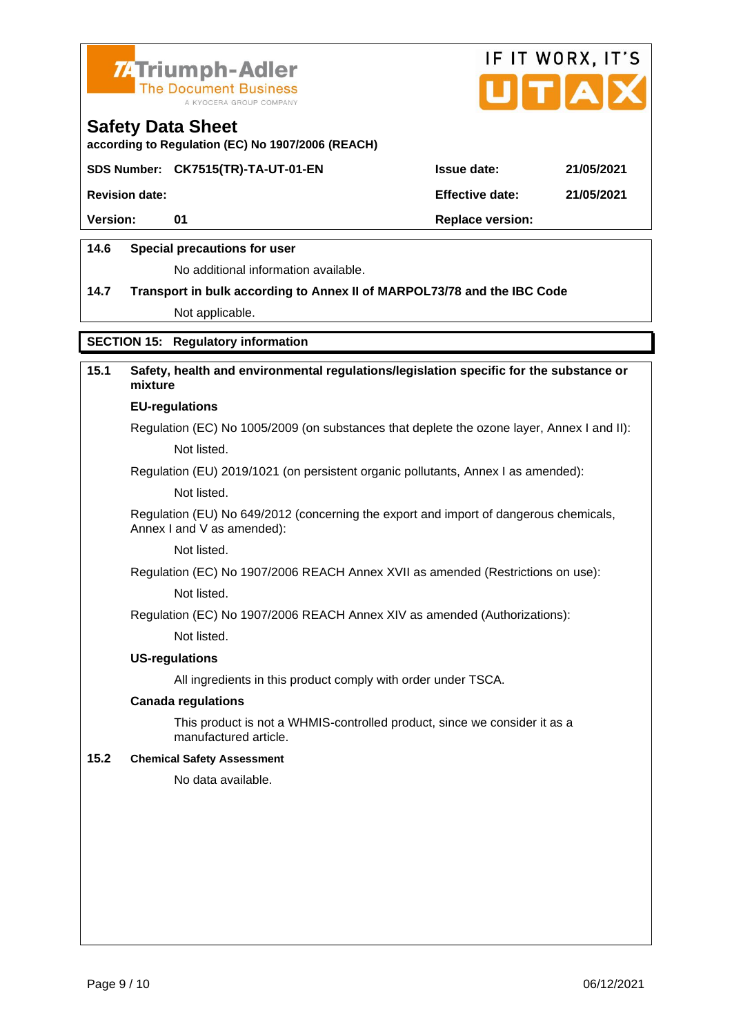**14.6 Special precautions for user**

No additional information available.

**14.7 Transport in bulk according to Annex II of MARPOL73/78 and the IBC Code**

Not applicable.

## SECTION 15: Regulatory information

**15.1 Safety, health and environmental regulations/legislation specific for the substance or mixture**

**EU-regulations**

Regulation (EC) No 1005/2009 (on substances that deplete the ozone layer, Annex I and II):

Not listed.

Regulation (EU) 2019/1021 (on persistent organic pollutants, Annex I as amended):

Not listed.

Regulation (EU) No 649/2012 (concerning the export and import of dangerous chemicals, Annex I and V as amended):

Not listed.

Regulation (EC) No 1907/2006 REACH Annex XVII as amended (Restrictions on use):

Not listed.

Regulation (EC) No 1907/2006 REACH Annex XIV as amended (Authorizations):

Not listed.

**US-regulations**

All ingredients in this product comply with order under TSCA.

**Canada regulations**

This product is not a WHMIS-controlled product, since we consider it as a manufactured article.

**15.2 Chemical Safety Assessment**

No data available.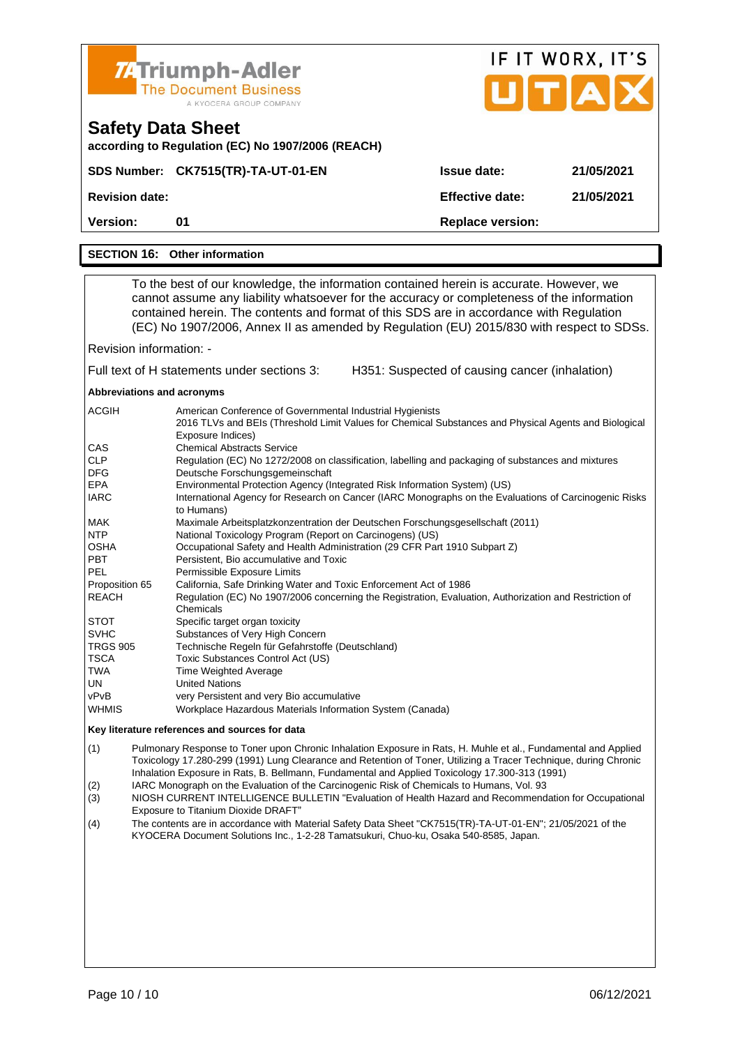## SECTION 16: Other information

To the best of our knowledge, the information contained herein is accurate. However, we cannot assume any liability whatsoever for the accuracy or completeness of the information contained herein. The contents and format of this SDS are in accordance with Regulation (EC) No 1907/2006, Annex II as amended by Regulation (EU) 2015/830 with respect to SDSs.

Revision information: -

Full text of H statements under sections 3: H351: Suspected of causing cancer (inhalation)

**Abbreviations and acronyms**

| | |
|---|---|
| ACGIH | American Conference of Governmental Industrial Hygienists<br>2016 TLVs and BEIs (Threshold Limit Values for Chemical Substances and Physical Agents and Biological Exposure Indices) |
| CAS | Chemical Abstracts Service |
| CLP | Regulation (EC) No 1272/2008 on classification, labelling and packaging of substances and mixtures |
| DFG | Deutsche Forschungsgemeinschaft |
| EPA | Environmental Protection Agency (Integrated Risk Information System) (US) |
| IARC | International Agency for Research on Cancer (IARC Monographs on the Evaluations of Carcinogenic Risks to Humans) |
| MAK | Maximale Arbeitsplatzkonzentration der Deutschen Forschungsgesellschaft (2011) |
| NTP | National Toxicology Program (Report on Carcinogens) (US) |
| OSHA | Occupational Safety and Health Administration (29 CFR Part 1910 Subpart Z) |
| PBT | Persistent, Bio accumulative and Toxic |
| PEL | Permissible Exposure Limits |
| Proposition 65 | California, Safe Drinking Water and Toxic Enforcement Act of 1986 |
| REACH | Regulation (EC) No 1907/2006 concerning the Registration, Evaluation, Authorization and Restriction of Chemicals |
| STOT | Specific target organ toxicity |
| SVHC | Substances of Very High Concern |
| TRGS 905 | Technische Regeln für Gefahrstoffe (Deutschland) |
| TSCA | Toxic Substances Control Act (US) |
| TWA | Time Weighted Average |
| UN | United Nations |
| vPvB | very Persistent and very Bio accumulative |
| WHMIS | Workplace Hazardous Materials Information System (Canada) |

**Key literature references and sources for data**

(1) Pulmonary Response to Toner upon Chronic Inhalation Exposure in Rats, H. Muhle et al., Fundamental and Applied Toxicology 17.280-299 (1991) Lung Clearance and Retention of Toner, Utilizing a Tracer Technique, during Chronic Inhalation Exposure in Rats, B. Bellmann, Fundamental and Applied Toxicology 17.300-313 (1991)

(2) IARC Monograph on the Evaluation of the Carcinogenic Risk of Chemicals to Humans, Vol. 93

(3) NIOSH CURRENT INTELLIGENCE BULLETIN "Evaluation of Health Hazard and Recommendation for Occupational Exposure to Titanium Dioxide DRAFT"

(4) The contents are in accordance with Material Safety Data Sheet "CK7515(TR)-TA-UT-01-EN"; 21/05/2021 of the KYOCERA Document Solutions Inc., 1-2-28 Tamatsukuri, Chuo-ku, Osaka 540-8585, Japan.